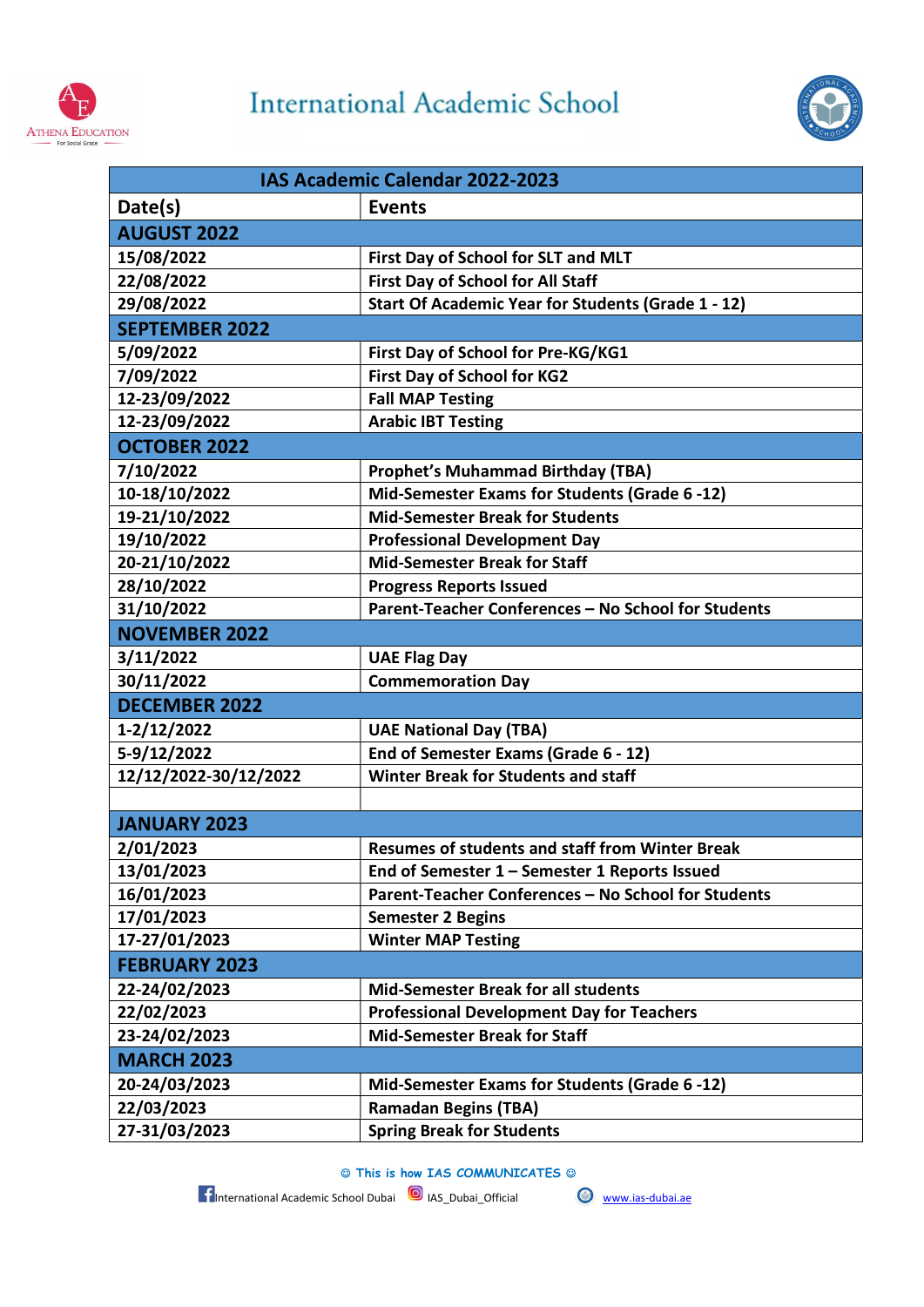# International Academic School

| IAS Academic Calendar 2022-2023 | |
|---|---|
| **Date(s)** | **Events** |
| **AUGUST 2022** | |
| 15/08/2022 | First Day of School for SLT and MLT |
| 22/08/2022 | First Day of School for All Staff |
| 29/08/2022 | Start Of Academic Year for Students (Grade 1 - 12) |
| **SEPTEMBER 2022** | |
| 5/09/2022 | First Day of School for Pre-KG/KG1 |
| 7/09/2022 | First Day of School for KG2 |
| 12-23/09/2022 | Fall MAP Testing |
| 12-23/09/2022 | Arabic IBT Testing |
| **OCTOBER 2022** | |
| 7/10/2022 | Prophet's Muhammad Birthday (TBA) |
| 10-18/10/2022 | Mid-Semester Exams for Students (Grade 6 -12) |
| 19-21/10/2022 | Mid-Semester Break for Students |
| 19/10/2022 | Professional Development Day |
| 20-21/10/2022 | Mid-Semester Break for Staff |
| 28/10/2022 | Progress Reports Issued |
| 31/10/2022 | Parent-Teacher Conferences – No School for Students |
| **NOVEMBER 2022** | |
| 3/11/2022 | UAE Flag Day |
| 30/11/2022 | Commemoration Day |
| **DECEMBER 2022** | |
| 1-2/12/2022 | UAE National Day (TBA) |
| 5-9/12/2022 | End of Semester Exams (Grade 6 - 12) |
| 12/12/2022-30/12/2022 | Winter Break for Students and staff |
| | |
| **JANUARY 2023** | |
| 2/01/2023 | Resumes of students and staff from Winter Break |
| 13/01/2023 | End of Semester 1 – Semester 1 Reports Issued |
| 16/01/2023 | Parent-Teacher Conferences – No School for Students |
| 17/01/2023 | Semester 2 Begins |
| 17-27/01/2023 | Winter MAP Testing |
| **FEBRUARY 2023** | |
| 22-24/02/2023 | Mid-Semester Break for all students |
| 22/02/2023 | Professional Development Day for Teachers |
| 23-24/02/2023 | Mid-Semester Break for Staff |
| **MARCH 2023** | |
| 20-24/03/2023 | Mid-Semester Exams for Students (Grade 6 -12) |
| 22/03/2023 | Ramadan Begins (TBA) |
| 27-31/03/2023 | Spring Break for Students |

☺ This is how IAS COMMUNICATES ☺

International Academic School Dubai IAS_Dubai_Official www.ias-dubai.ae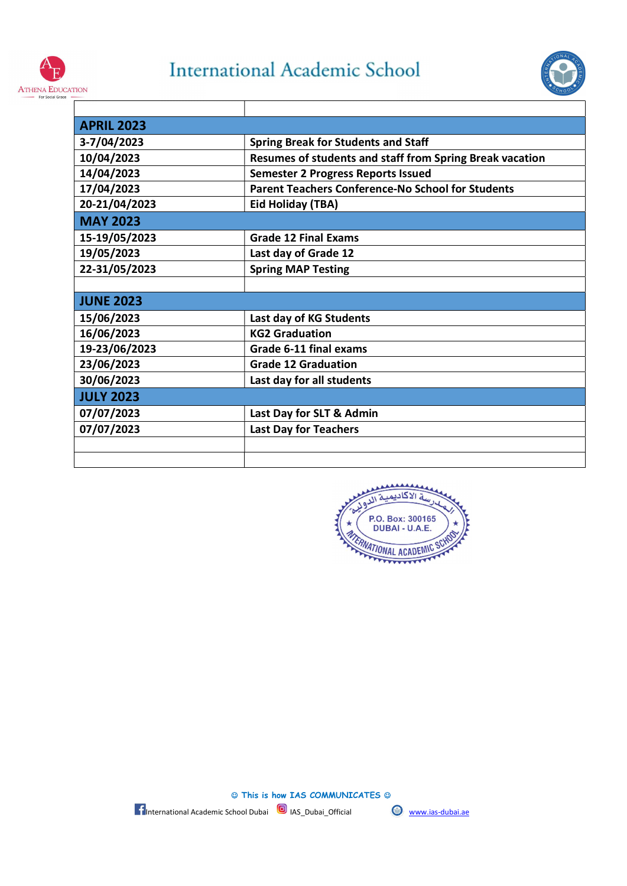# International Academic School

| | |
|---|---|
| **APRIL 2023** | |
| 3-7/04/2023 | Spring Break for Students and Staff |
| 10/04/2023 | Resumes of students and staff from Spring Break vacation |
| 14/04/2023 | Semester 2 Progress Reports Issued |
| 17/04/2023 | Parent Teachers Conference-No School for Students |
| 20-21/04/2023 | Eid Holiday (TBA) |
| **MAY 2023** | |
| 15-19/05/2023 | Grade 12 Final Exams |
| 19/05/2023 | Last day of Grade 12 |
| 22-31/05/2023 | Spring MAP Testing |
| | |
| **JUNE 2023** | |
| 15/06/2023 | Last day of KG Students |
| 16/06/2023 | KG2 Graduation |
| 19-23/06/2023 | Grade 6-11 final exams |
| 23/06/2023 | Grade 12 Graduation |
| 30/06/2023 | Last day for all students |
| **JULY 2023** | |
| 07/07/2023 | Last Day for SLT & Admin |
| 07/07/2023 | Last Day for Teachers |
| | |
| | |

المدرسة الاكاديمية الدولية
P.O. Box: 300165
DUBAI - U.A.E.
INTERNATIONAL ACADEMIC SCHOOL

☺ This is how IAS COMMUNICATES ☺

International Academic School Dubai IAS_Dubai_Official www.ias-dubai.ae